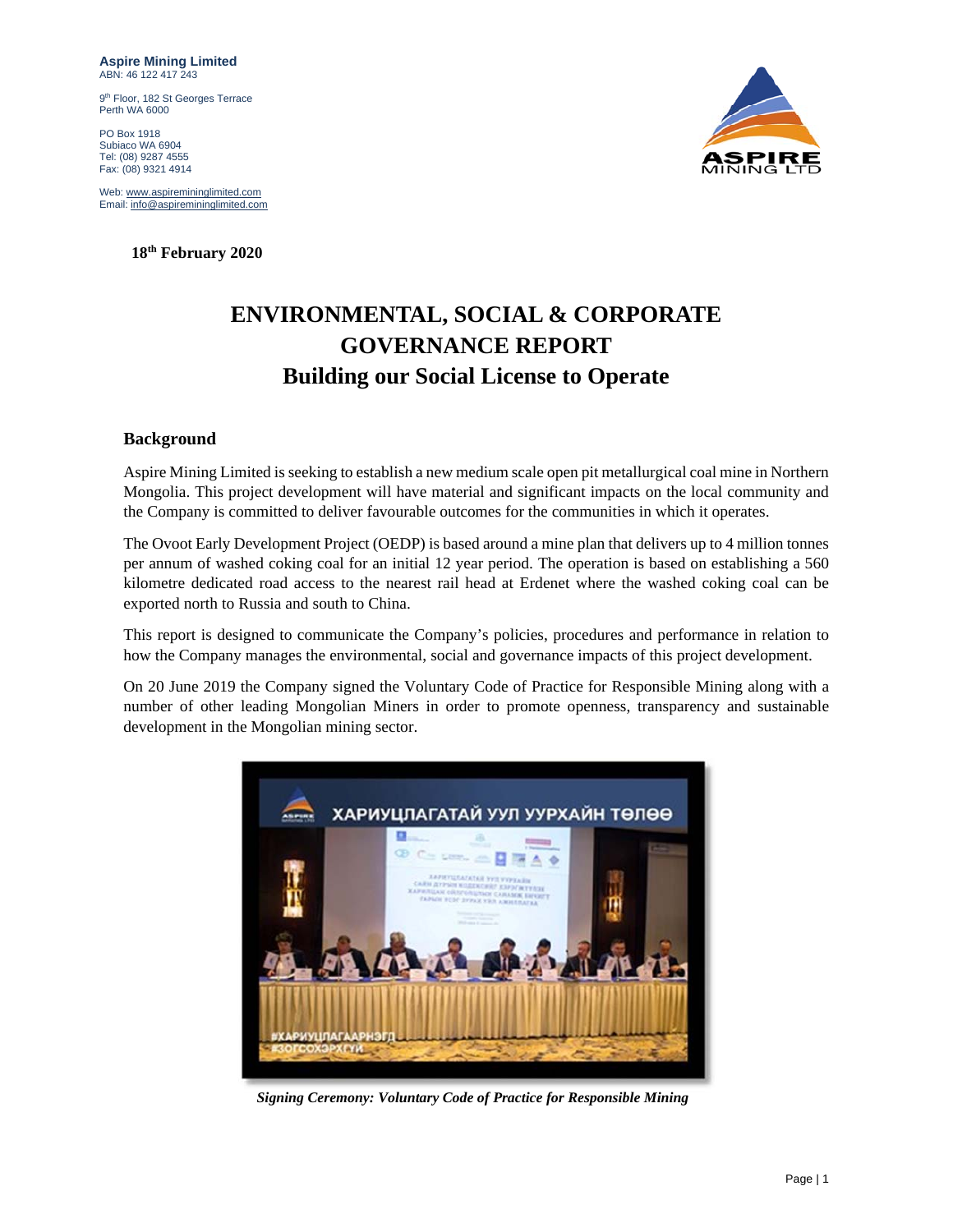**Aspire Mining Limited**
ABN: 46 122 417 243

9th Floor, 182 St Georges Terrace
Perth WA 6000

PO Box 1918
Subiaco WA 6904
Tel: (08) 9287 4555
Fax: (08) 9321 4914

Web: www.aspiremininglimited.com
Email: info@aspiremininglimited.com

**18th February 2020**

# ENVIRONMENTAL, SOCIAL & CORPORATE GOVERNANCE REPORT
# Building our Social License to Operate

## Background

Aspire Mining Limited is seeking to establish a new medium scale open pit metallurgical coal mine in Northern Mongolia. This project development will have material and significant impacts on the local community and the Company is committed to deliver favourable outcomes for the communities in which it operates.

The Ovoot Early Development Project (OEDP) is based around a mine plan that delivers up to 4 million tonnes per annum of washed coking coal for an initial 12 year period. The operation is based on establishing a 560 kilometre dedicated road access to the nearest rail head at Erdenet where the washed coking coal can be exported north to Russia and south to China.

This report is designed to communicate the Company's policies, procedures and performance in relation to how the Company manages the environmental, social and governance impacts of this project development.

On 20 June 2019 the Company signed the Voluntary Code of Practice for Responsible Mining along with a number of other leading Mongolian Miners in order to promote openness, transparency and sustainable development in the Mongolian mining sector.

*Signing Ceremony: Voluntary Code of Practice for Responsible Mining*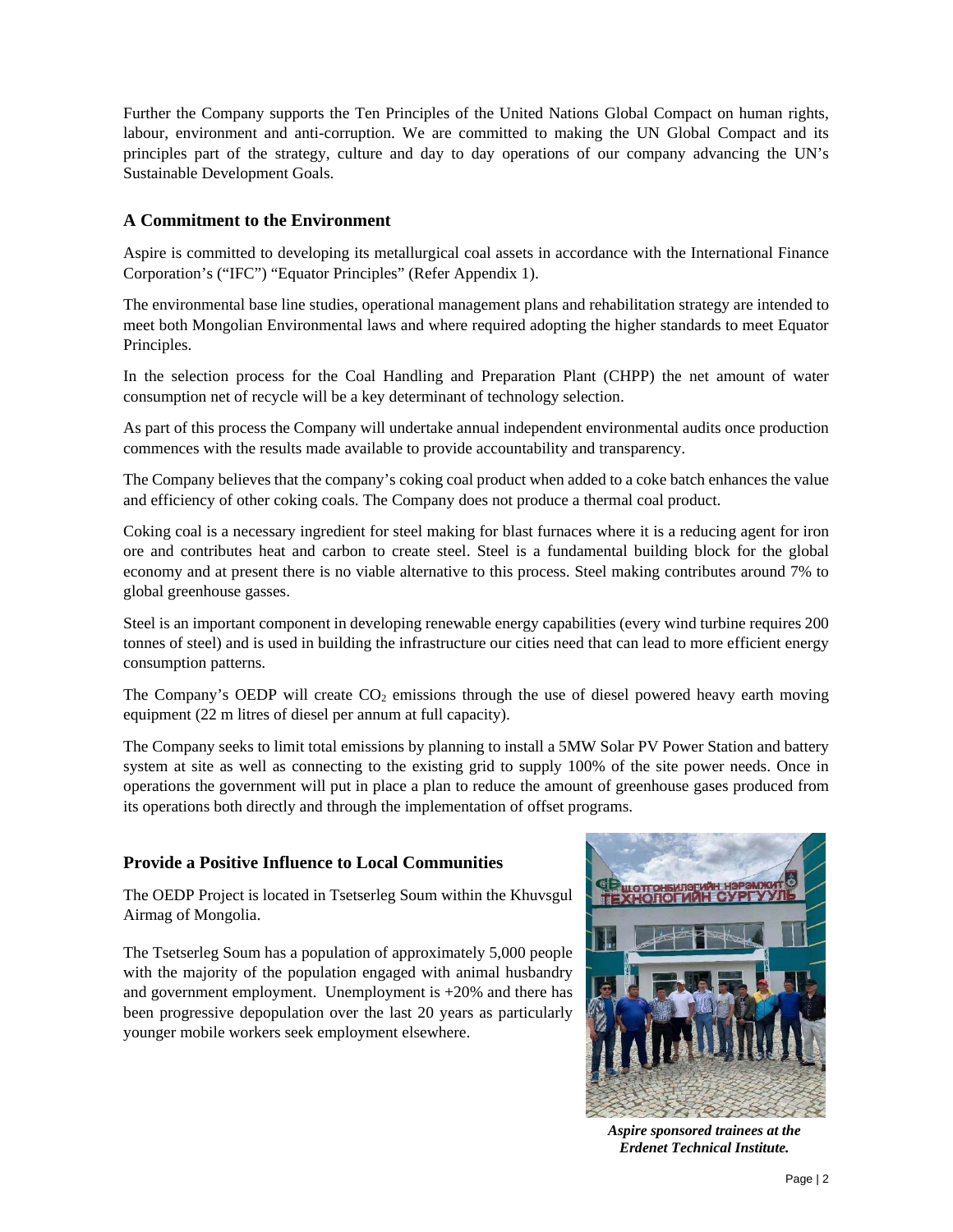Further the Company supports the Ten Principles of the United Nations Global Compact on human rights, labour, environment and anti-corruption. We are committed to making the UN Global Compact and its principles part of the strategy, culture and day to day operations of our company advancing the UN's Sustainable Development Goals.

### A Commitment to the Environment

Aspire is committed to developing its metallurgical coal assets in accordance with the International Finance Corporation's ("IFC") "Equator Principles" (Refer Appendix 1).

The environmental base line studies, operational management plans and rehabilitation strategy are intended to meet both Mongolian Environmental laws and where required adopting the higher standards to meet Equator Principles.

In the selection process for the Coal Handling and Preparation Plant (CHPP) the net amount of water consumption net of recycle will be a key determinant of technology selection.

As part of this process the Company will undertake annual independent environmental audits once production commences with the results made available to provide accountability and transparency.

The Company believes that the company's coking coal product when added to a coke batch enhances the value and efficiency of other coking coals. The Company does not produce a thermal coal product.

Coking coal is a necessary ingredient for steel making for blast furnaces where it is a reducing agent for iron ore and contributes heat and carbon to create steel. Steel is a fundamental building block for the global economy and at present there is no viable alternative to this process. Steel making contributes around 7% to global greenhouse gasses.

Steel is an important component in developing renewable energy capabilities (every wind turbine requires 200 tonnes of steel) and is used in building the infrastructure our cities need that can lead to more efficient energy consumption patterns.

The Company's OEDP will create $CO_2$ emissions through the use of diesel powered heavy earth moving equipment (22 m litres of diesel per annum at full capacity).

The Company seeks to limit total emissions by planning to install a 5MW Solar PV Power Station and battery system at site as well as connecting to the existing grid to supply 100% of the site power needs. Once in operations the government will put in place a plan to reduce the amount of greenhouse gases produced from its operations both directly and through the implementation of offset programs.

### Provide a Positive Influence to Local Communities

The OEDP Project is located in Tsetserleg Soum within the Khuvsgul Airmag of Mongolia.

The Tsetserleg Soum has a population of approximately 5,000 people with the majority of the population engaged with animal husbandry and government employment. Unemployment is +20% and there has been progressive depopulation over the last 20 years as particularly younger mobile workers seek employment elsewhere.

***Aspire sponsored trainees at the Erdenet Technical Institute.***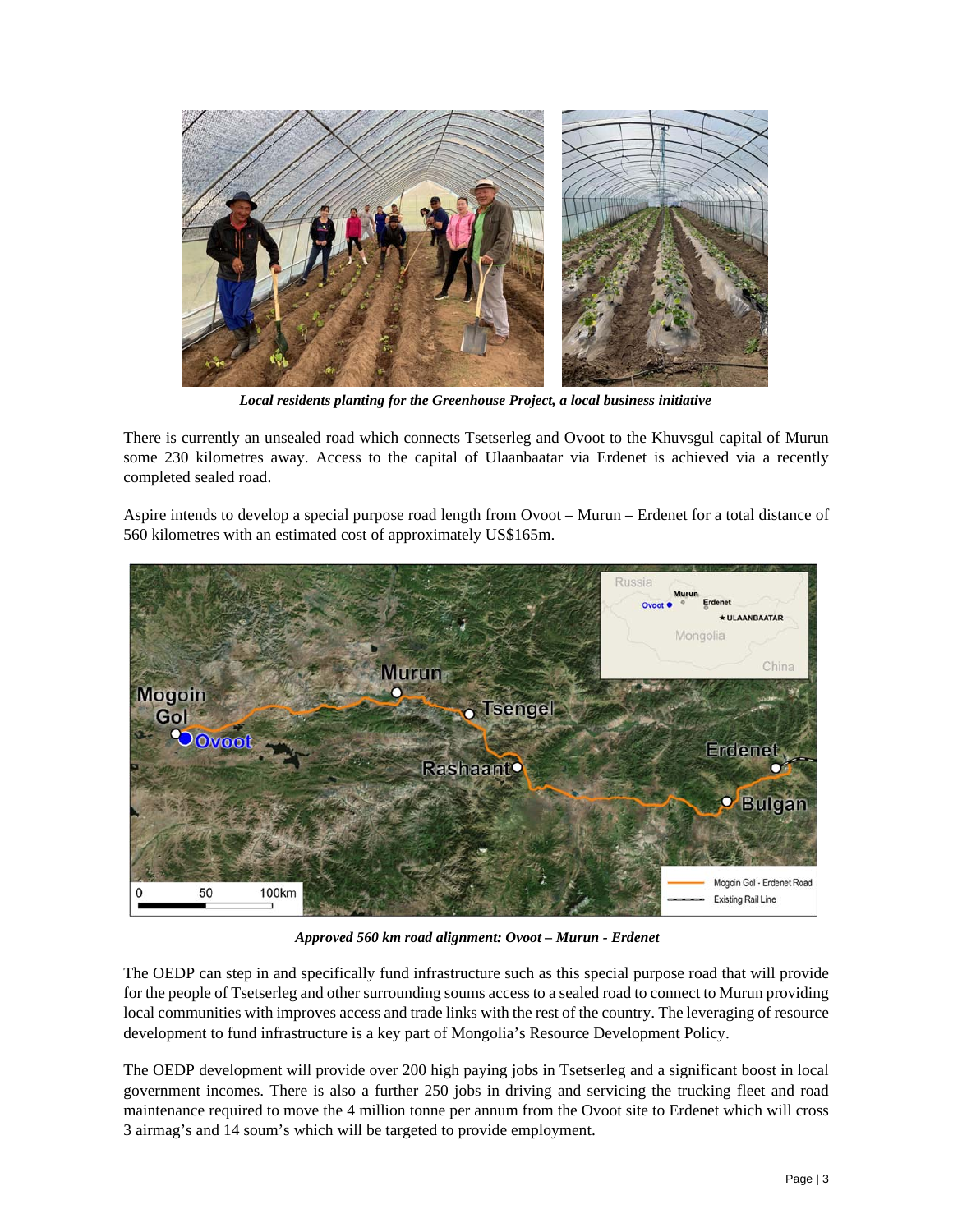*Local residents planting for the Greenhouse Project, a local business initiative*

There is currently an unsealed road which connects Tsetserleg and Ovoot to the Khuvsgul capital of Murun some 230 kilometres away. Access to the capital of Ulaanbaatar via Erdenet is achieved via a recently completed sealed road.

Aspire intends to develop a special purpose road length from Ovoot – Murun – Erdenet for a total distance of 560 kilometres with an estimated cost of approximately US$165m.

*Approved 560 km road alignment: Ovoot – Murun - Erdenet*

The OEDP can step in and specifically fund infrastructure such as this special purpose road that will provide for the people of Tsetserleg and other surrounding soums access to a sealed road to connect to Murun providing local communities with improves access and trade links with the rest of the country. The leveraging of resource development to fund infrastructure is a key part of Mongolia's Resource Development Policy.

The OEDP development will provide over 200 high paying jobs in Tsetserleg and a significant boost in local government incomes. There is also a further 250 jobs in driving and servicing the trucking fleet and road maintenance required to move the 4 million tonne per annum from the Ovoot site to Erdenet which will cross 3 airmag's and 14 soum's which will be targeted to provide employment.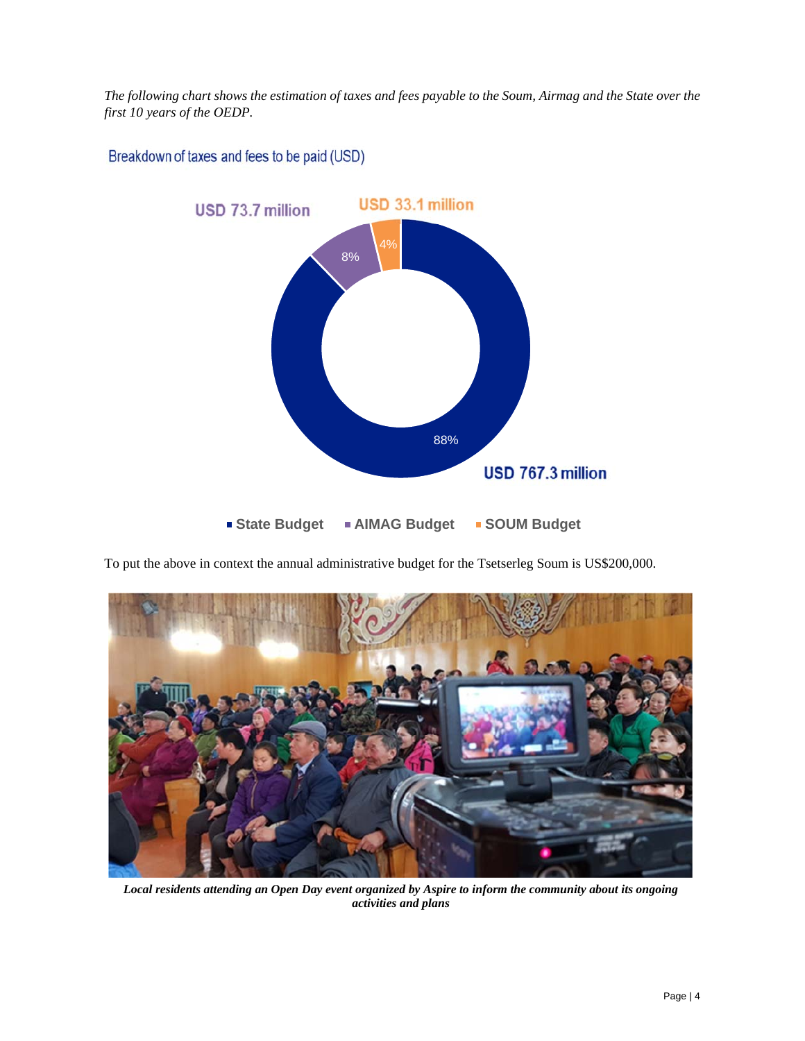*The following chart shows the estimation of taxes and fees payable to the Soum, Airmag and the State over the first 10 years of the OEDP.*

Breakdown of taxes and fees to be paid (USD)

| Budget | Amount | Share |
|---|---|---|
| State Budget | USD 767.3 million | 88% |
| AIMAG Budget | USD 73.7 million | 8% |
| SOUM Budget | USD 33.1 million | 4% |

To put the above in context the annual administrative budget for the Tsetserleg Soum is US$200,000.

***Local residents attending an Open Day event organized by Aspire to inform the community about its ongoing activities and plans***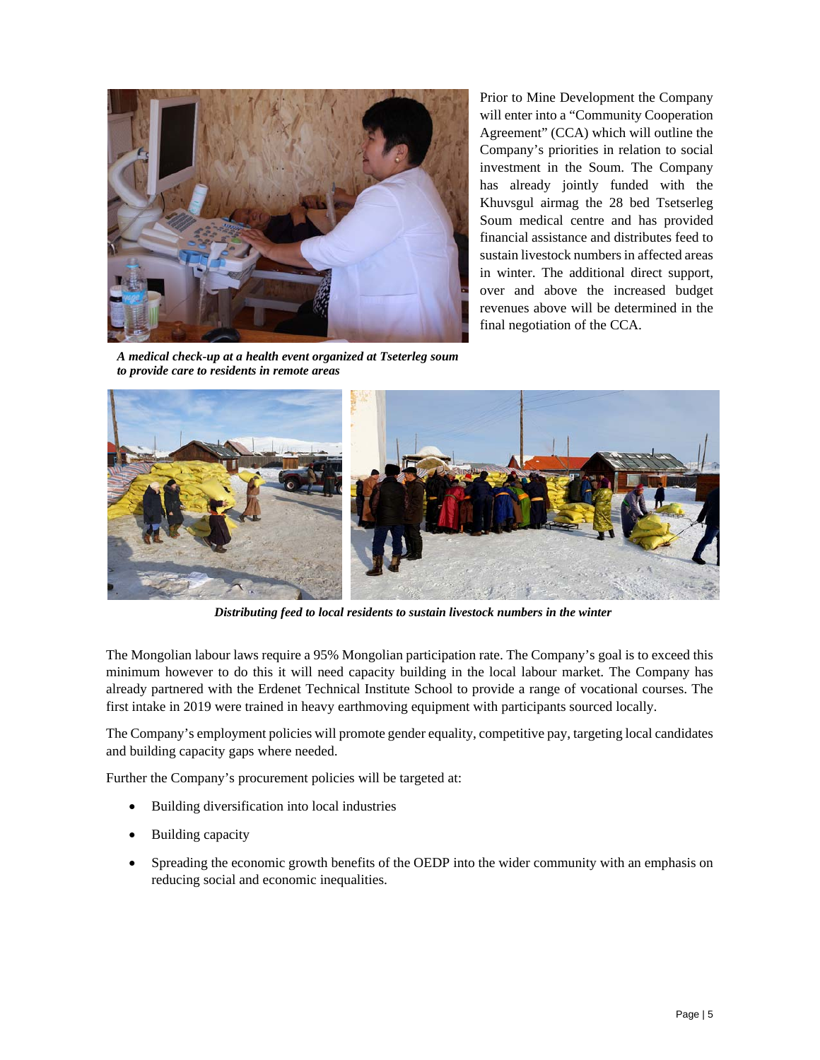Prior to Mine Development the Company will enter into a "Community Cooperation Agreement" (CCA) which will outline the Company's priorities in relation to social investment in the Soum. The Company has already jointly funded with the Khuvsgul airmag the 28 bed Tsetserleg Soum medical centre and has provided financial assistance and distributes feed to sustain livestock numbers in affected areas in winter. The additional direct support, over and above the increased budget revenues above will be determined in the final negotiation of the CCA.

***A medical check-up at a health event organized at Tseterleg soum to provide care to residents in remote areas***

***Distributing feed to local residents to sustain livestock numbers in the winter***

The Mongolian labour laws require a 95% Mongolian participation rate. The Company's goal is to exceed this minimum however to do this it will need capacity building in the local labour market. The Company has already partnered with the Erdenet Technical Institute School to provide a range of vocational courses. The first intake in 2019 were trained in heavy earthmoving equipment with participants sourced locally.

The Company's employment policies will promote gender equality, competitive pay, targeting local candidates and building capacity gaps where needed.

Further the Company's procurement policies will be targeted at:

- Building diversification into local industries
- Building capacity
- Spreading the economic growth benefits of the OEDP into the wider community with an emphasis on reducing social and economic inequalities.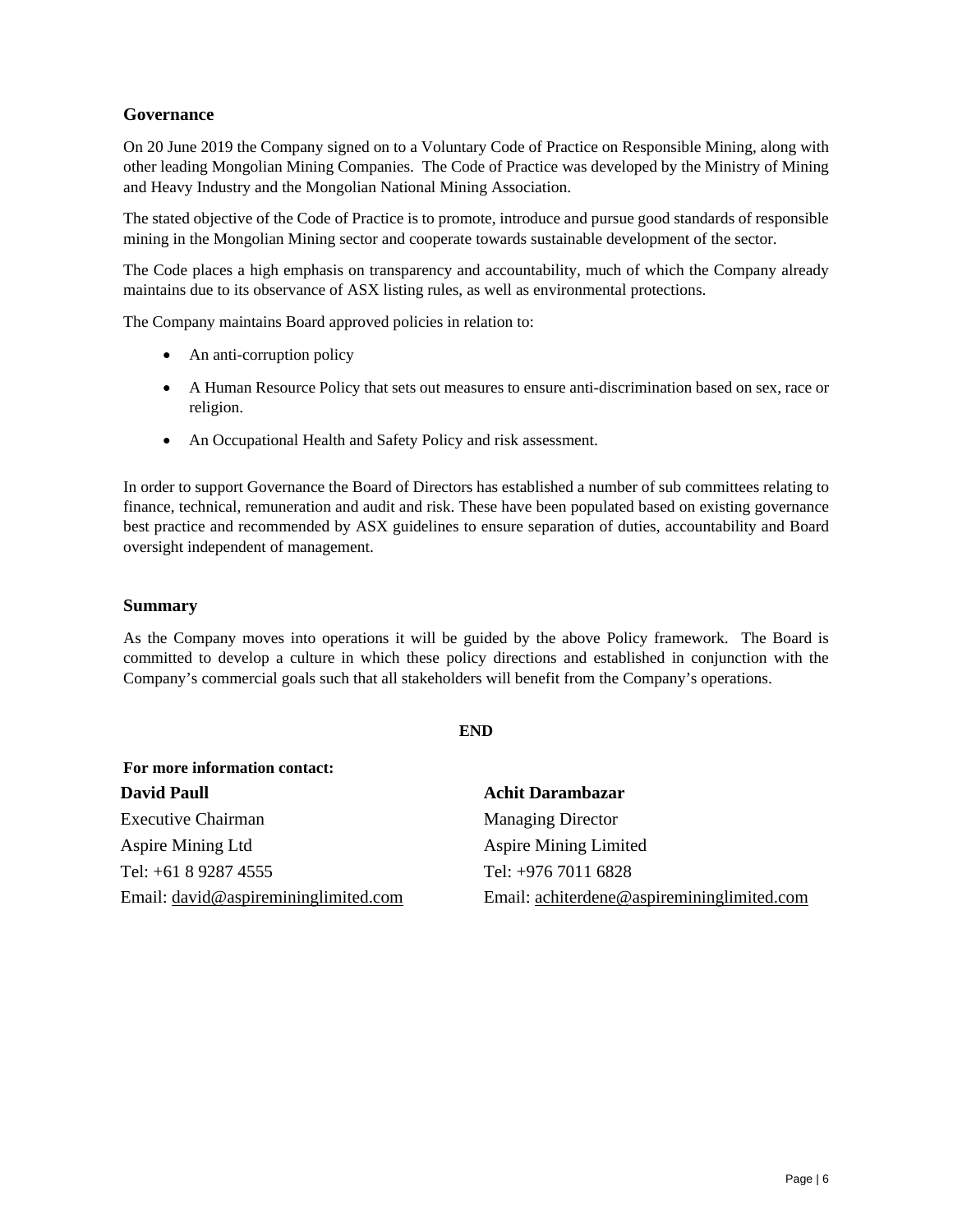## Governance

On 20 June 2019 the Company signed on to a Voluntary Code of Practice on Responsible Mining, along with other leading Mongolian Mining Companies. The Code of Practice was developed by the Ministry of Mining and Heavy Industry and the Mongolian National Mining Association.

The stated objective of the Code of Practice is to promote, introduce and pursue good standards of responsible mining in the Mongolian Mining sector and cooperate towards sustainable development of the sector.

The Code places a high emphasis on transparency and accountability, much of which the Company already maintains due to its observance of ASX listing rules, as well as environmental protections.

The Company maintains Board approved policies in relation to:

- An anti-corruption policy
- A Human Resource Policy that sets out measures to ensure anti-discrimination based on sex, race or religion.
- An Occupational Health and Safety Policy and risk assessment.

In order to support Governance the Board of Directors has established a number of sub committees relating to finance, technical, remuneration and audit and risk. These have been populated based on existing governance best practice and recommended by ASX guidelines to ensure separation of duties, accountability and Board oversight independent of management.

## Summary

As the Company moves into operations it will be guided by the above Policy framework. The Board is committed to develop a culture in which these policy directions and established in conjunction with the Company's commercial goals such that all stakeholders will benefit from the Company's operations.

**END**

**For more information contact:**

**David Paull**
Executive Chairman
Aspire Mining Ltd
Tel: +61 8 9287 4555
Email: david@aspiremininglimited.com

**Achit Darambazar**
Managing Director
Aspire Mining Limited
Tel: +976 7011 6828
Email: achiterdene@aspiremininglimited.com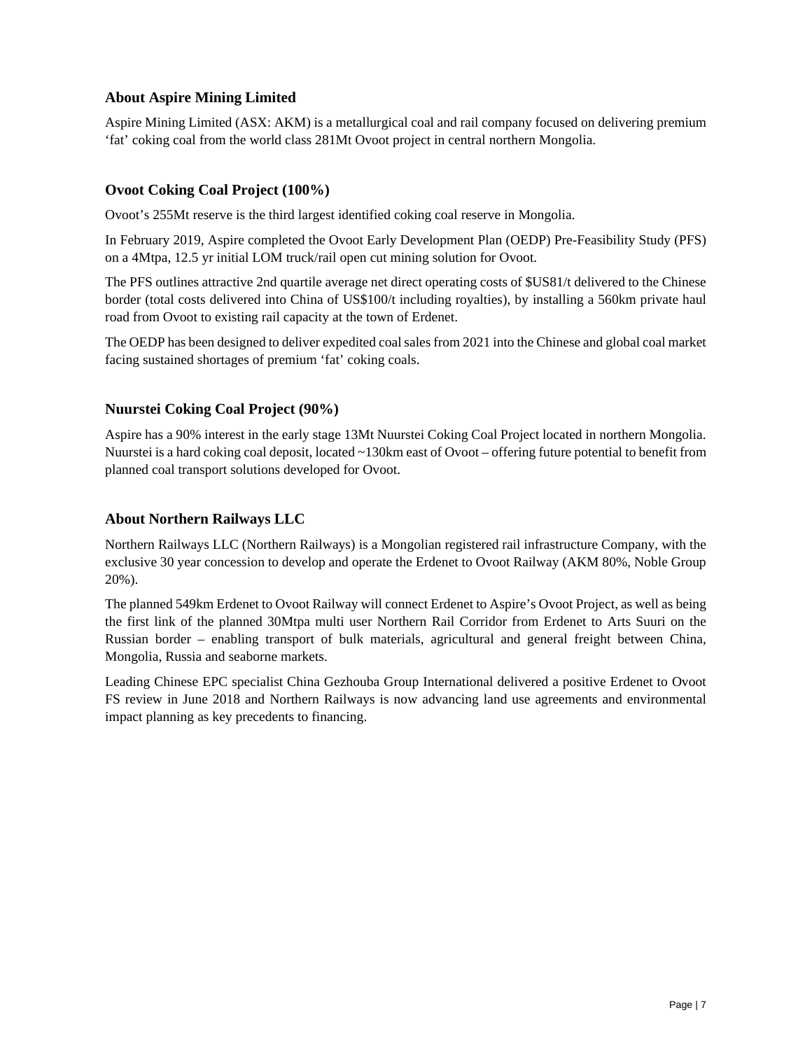## About Aspire Mining Limited

Aspire Mining Limited (ASX: AKM) is a metallurgical coal and rail company focused on delivering premium 'fat' coking coal from the world class 281Mt Ovoot project in central northern Mongolia.

## Ovoot Coking Coal Project (100%)

Ovoot's 255Mt reserve is the third largest identified coking coal reserve in Mongolia.

In February 2019, Aspire completed the Ovoot Early Development Plan (OEDP) Pre-Feasibility Study (PFS) on a 4Mtpa, 12.5 yr initial LOM truck/rail open cut mining solution for Ovoot.

The PFS outlines attractive 2nd quartile average net direct operating costs of $US81/t delivered to the Chinese border (total costs delivered into China of US$100/t including royalties), by installing a 560km private haul road from Ovoot to existing rail capacity at the town of Erdenet.

The OEDP has been designed to deliver expedited coal sales from 2021 into the Chinese and global coal market facing sustained shortages of premium 'fat' coking coals.

## Nuurstei Coking Coal Project (90%)

Aspire has a 90% interest in the early stage 13Mt Nuurstei Coking Coal Project located in northern Mongolia. Nuurstei is a hard coking coal deposit, located ~130km east of Ovoot – offering future potential to benefit from planned coal transport solutions developed for Ovoot.

## About Northern Railways LLC

Northern Railways LLC (Northern Railways) is a Mongolian registered rail infrastructure Company, with the exclusive 30 year concession to develop and operate the Erdenet to Ovoot Railway (AKM 80%, Noble Group 20%).

The planned 549km Erdenet to Ovoot Railway will connect Erdenet to Aspire's Ovoot Project, as well as being the first link of the planned 30Mtpa multi user Northern Rail Corridor from Erdenet to Arts Suuri on the Russian border – enabling transport of bulk materials, agricultural and general freight between China, Mongolia, Russia and seaborne markets.

Leading Chinese EPC specialist China Gezhouba Group International delivered a positive Erdenet to Ovoot FS review in June 2018 and Northern Railways is now advancing land use agreements and environmental impact planning as key precedents to financing.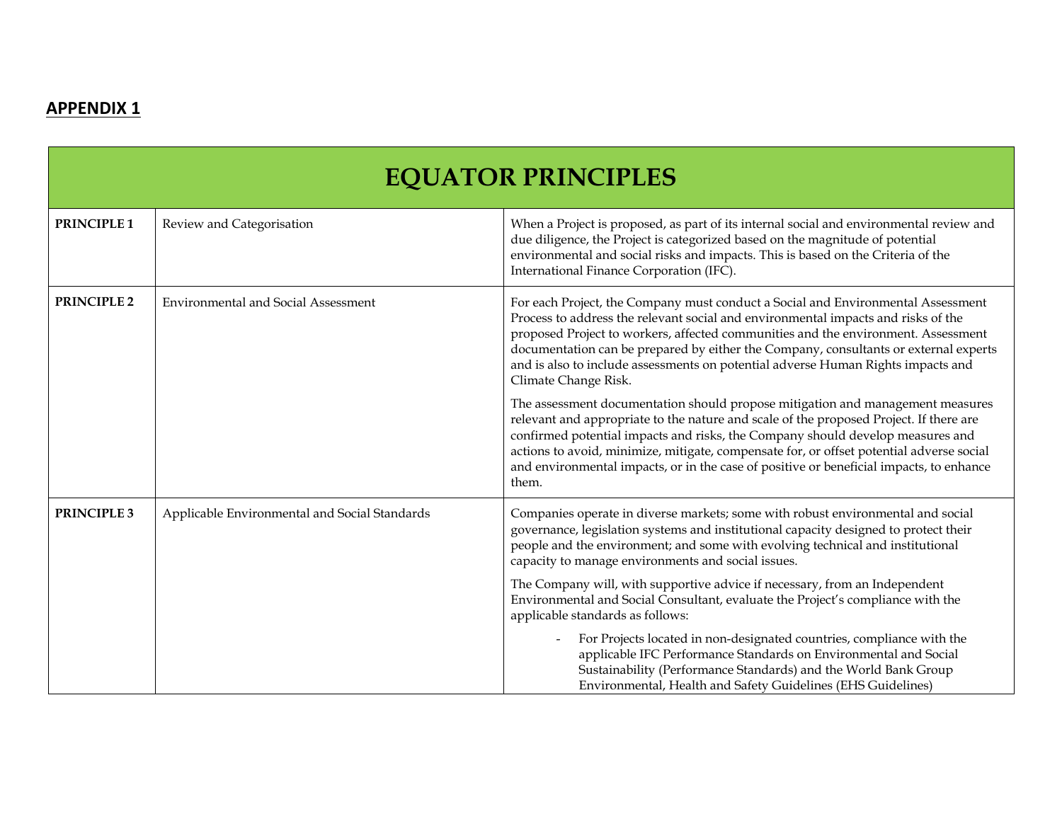## APPENDIX 1

| EQUATOR PRINCIPLES | | |
|---|---|---|
| **PRINCIPLE 1** | Review and Categorisation | When a Project is proposed, as part of its internal social and environmental review and due diligence, the Project is categorized based on the magnitude of potential environmental and social risks and impacts. This is based on the Criteria of the International Finance Corporation (IFC). |
| **PRINCIPLE 2** | Environmental and Social Assessment | For each Project, the Company must conduct a Social and Environmental Assessment Process to address the relevant social and environmental impacts and risks of the proposed Project to workers, affected communities and the environment. Assessment documentation can be prepared by either the Company, consultants or external experts and is also to include assessments on potential adverse Human Rights impacts and Climate Change Risk.<br><br>The assessment documentation should propose mitigation and management measures relevant and appropriate to the nature and scale of the proposed Project. If there are confirmed potential impacts and risks, the Company should develop measures and actions to avoid, minimize, mitigate, compensate for, or offset potential adverse social and environmental impacts, or in the case of positive or beneficial impacts, to enhance them. |
| **PRINCIPLE 3** | Applicable Environmental and Social Standards | Companies operate in diverse markets; some with robust environmental and social governance, legislation systems and institutional capacity designed to protect their people and the environment; and some with evolving technical and institutional capacity to manage environments and social issues.<br><br>The Company will, with supportive advice if necessary, from an Independent Environmental and Social Consultant, evaluate the Project's compliance with the applicable standards as follows:<br><br>- For Projects located in non-designated countries, compliance with the applicable IFC Performance Standards on Environmental and Social Sustainability (Performance Standards) and the World Bank Group Environmental, Health and Safety Guidelines (EHS Guidelines) |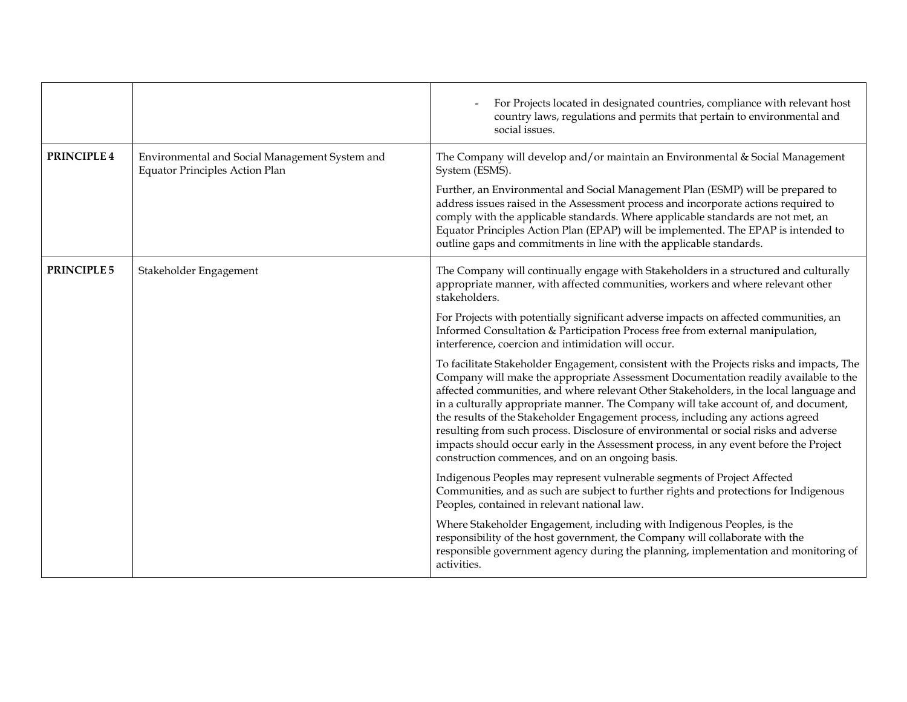| | | |
|---|---|---|
| | | - For Projects located in designated countries, compliance with relevant host country laws, regulations and permits that pertain to environmental and social issues. |
| **PRINCIPLE 4** | Environmental and Social Management System and Equator Principles Action Plan | The Company will develop and/or maintain an Environmental & Social Management System (ESMS).<br><br>Further, an Environmental and Social Management Plan (ESMP) will be prepared to address issues raised in the Assessment process and incorporate actions required to comply with the applicable standards. Where applicable standards are not met, an Equator Principles Action Plan (EPAP) will be implemented. The EPAP is intended to outline gaps and commitments in line with the applicable standards. |
| **PRINCIPLE 5** | Stakeholder Engagement | The Company will continually engage with Stakeholders in a structured and culturally appropriate manner, with affected communities, workers and where relevant other stakeholders.<br><br>For Projects with potentially significant adverse impacts on affected communities, an Informed Consultation & Participation Process free from external manipulation, interference, coercion and intimidation will occur.<br><br>To facilitate Stakeholder Engagement, consistent with the Projects risks and impacts, The Company will make the appropriate Assessment Documentation readily available to the affected communities, and where relevant Other Stakeholders, in the local language and in a culturally appropriate manner. The Company will take account of, and document, the results of the Stakeholder Engagement process, including any actions agreed resulting from such process. Disclosure of environmental or social risks and adverse impacts should occur early in the Assessment process, in any event before the Project construction commences, and on an ongoing basis.<br><br>Indigenous Peoples may represent vulnerable segments of Project Affected Communities, and as such are subject to further rights and protections for Indigenous Peoples, contained in relevant national law.<br><br>Where Stakeholder Engagement, including with Indigenous Peoples, is the responsibility of the host government, the Company will collaborate with the responsible government agency during the planning, implementation and monitoring of activities. |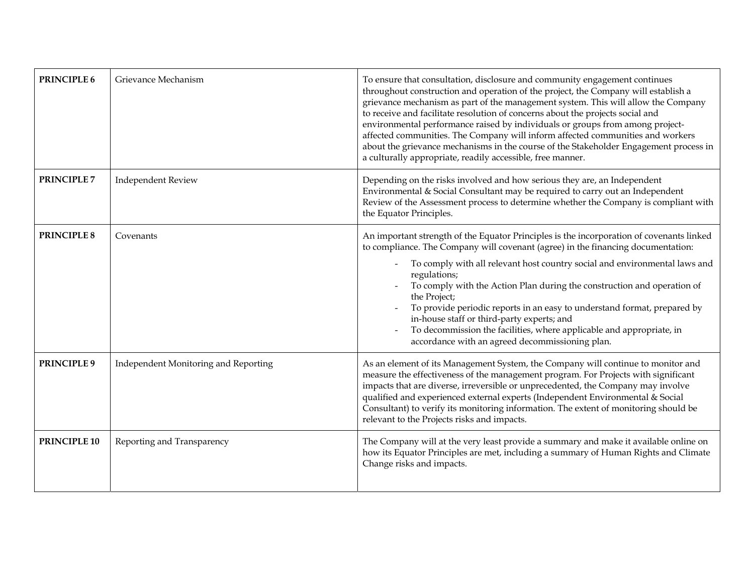| | | |
|---|---|---|
| **PRINCIPLE 6** | Grievance Mechanism | To ensure that consultation, disclosure and community engagement continues throughout construction and operation of the project, the Company will establish a grievance mechanism as part of the management system. This will allow the Company to receive and facilitate resolution of concerns about the projects social and environmental performance raised by individuals or groups from among project-affected communities. The Company will inform affected communities and workers about the grievance mechanisms in the course of the Stakeholder Engagement process in a culturally appropriate, readily accessible, free manner. |
| **PRINCIPLE 7** | Independent Review | Depending on the risks involved and how serious they are, an Independent Environmental & Social Consultant may be required to carry out an Independent Review of the Assessment process to determine whether the Company is compliant with the Equator Principles. |
| **PRINCIPLE 8** | Covenants | An important strength of the Equator Principles is the incorporation of covenants linked to compliance. The Company will covenant (agree) in the financing documentation:<br>- To comply with all relevant host country social and environmental laws and regulations;<br>- To comply with the Action Plan during the construction and operation of the Project;<br>- To provide periodic reports in an easy to understand format, prepared by in-house staff or third-party experts; and<br>- To decommission the facilities, where applicable and appropriate, in accordance with an agreed decommissioning plan. |
| **PRINCIPLE 9** | Independent Monitoring and Reporting | As an element of its Management System, the Company will continue to monitor and measure the effectiveness of the management program. For Projects with significant impacts that are diverse, irreversible or unprecedented, the Company may involve qualified and experienced external experts (Independent Environmental & Social Consultant) to verify its monitoring information. The extent of monitoring should be relevant to the Projects risks and impacts. |
| **PRINCIPLE 10** | Reporting and Transparency | The Company will at the very least provide a summary and make it available online on how its Equator Principles are met, including a summary of Human Rights and Climate Change risks and impacts. |